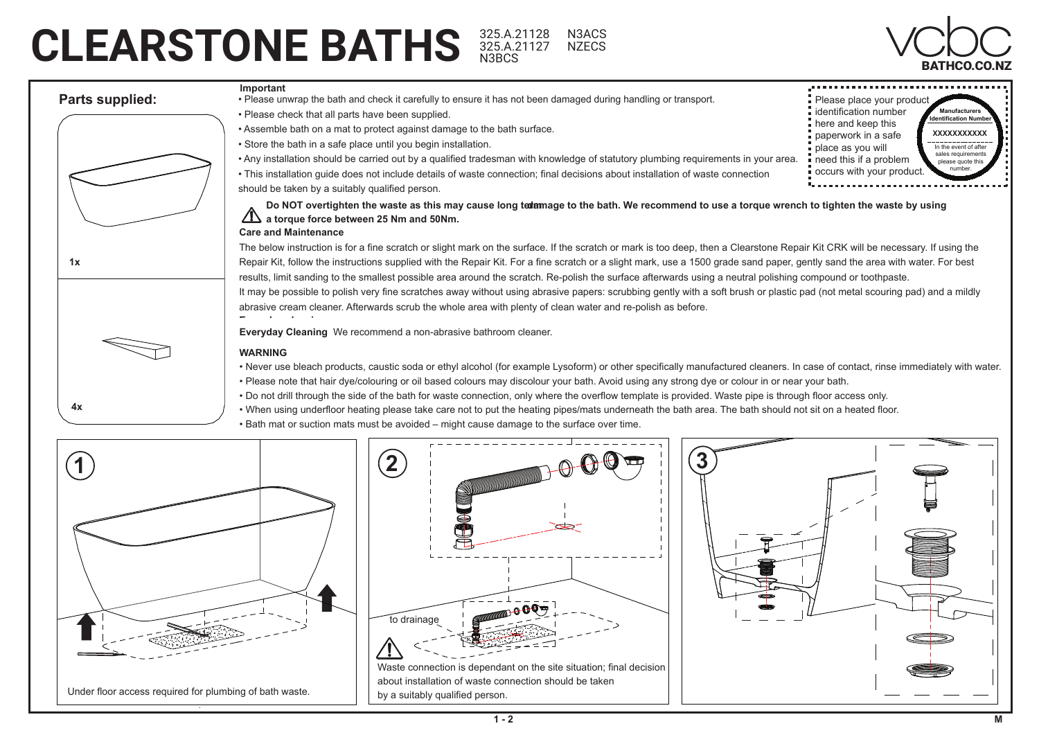# CLEARSTONE BATHS

325.A.21128 N3ACS
325.A.21127 NZECS
N3BCS

vcbc
BATHCO.CO.NZ

## Parts supplied:

1x

4x

**Important**

- Please unwrap the bath and check it carefully to ensure it has not been damaged during handling or transport.
- Please check that all parts have been supplied.
- Assemble bath on a mat to protect against damage to the bath surface.
- Store the bath in a safe place until you begin installation.
- Any installation should be carried out by a qualified tradesman with knowledge of statutory plumbing requirements in your area.
- This installation guide does not include details of waste connection; final decisions about installation of waste connection should be taken by a suitably qualified person.

Please place your product identification number here and keep this paperwork in a safe place as you will need this if a problem occurs with your product.

**Manufacturers Identification Number**

XXXXXXXXXXX

In the event of after sales requirements please quote this number.

⚠ **Do NOT overtighten the waste as this may cause long term damage to the bath. We recommend to use a torque wrench to tighten the waste by using a torque force between 25 Nm and 50Nm.**

**Care and Maintenance**

The below instruction is for a fine scratch or slight mark on the surface. If the scratch or mark is too deep, then a Clearstone Repair Kit CRK will be necessary. If using the Repair Kit, follow the instructions supplied with the Repair Kit. For a fine scratch or a slight mark, use a 1500 grade sand paper, gently sand the area with water. For best results, limit sanding to the smallest possible area around the scratch. Re-polish the surface afterwards using a neutral polishing compound or toothpaste.
It may be possible to polish very fine scratches away without using abrasive papers: scrubbing gently with a soft brush or plastic pad (not metal scouring pad) and a mildly abrasive cream cleaner. Afterwards scrub the whole area with plenty of clean water and re-polish as before.

**Everyday Cleaning** We recommend a non-abrasive bathroom cleaner.

**WARNING**

- Never use bleach products, caustic soda or ethyl alcohol (for example Lysoform) or other specifically manufactured cleaners. In case of contact, rinse immediately with water.
- Please note that hair dye/colouring or oil based colours may discolour your bath. Avoid using any strong dye or colour in or near your bath.
- Do not drill through the side of the bath for waste connection, only where the overflow template is provided. Waste pipe is through floor access only.
- When using underfloor heating please take care not to put the heating pipes/mats underneath the bath area. The bath should not sit on a heated floor.
- Bath mat or suction mats must be avoided – might cause damage to the surface over time.

**1**

Under floor access required for plumbing of bath waste.

**2**

to drainage

⚠ Waste connection is dependant on the site situation; final decision about installation of waste connection should be taken by a suitably qualified person.

**3**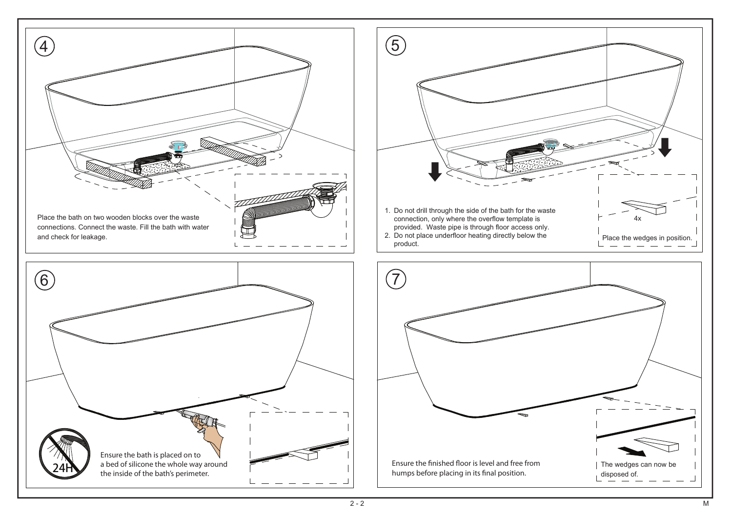4

Place the bath on two wooden blocks over the waste connections. Connect the waste. Fill the bath with water and check for leakage.

5

1. Do not drill through the side of the bath for the waste connection, only where the overflow template is provided. Waste pipe is through floor access only.
2. Do not place underfloor heating directly below the product.

4x

Place the wedges in position.

6

24H

Ensure the bath is placed on to a bed of silicone the whole way around the inside of the bath's perimeter.

7

Ensure the finished floor is level and free from humps before placing in its final position.

The wedges can now be disposed of.